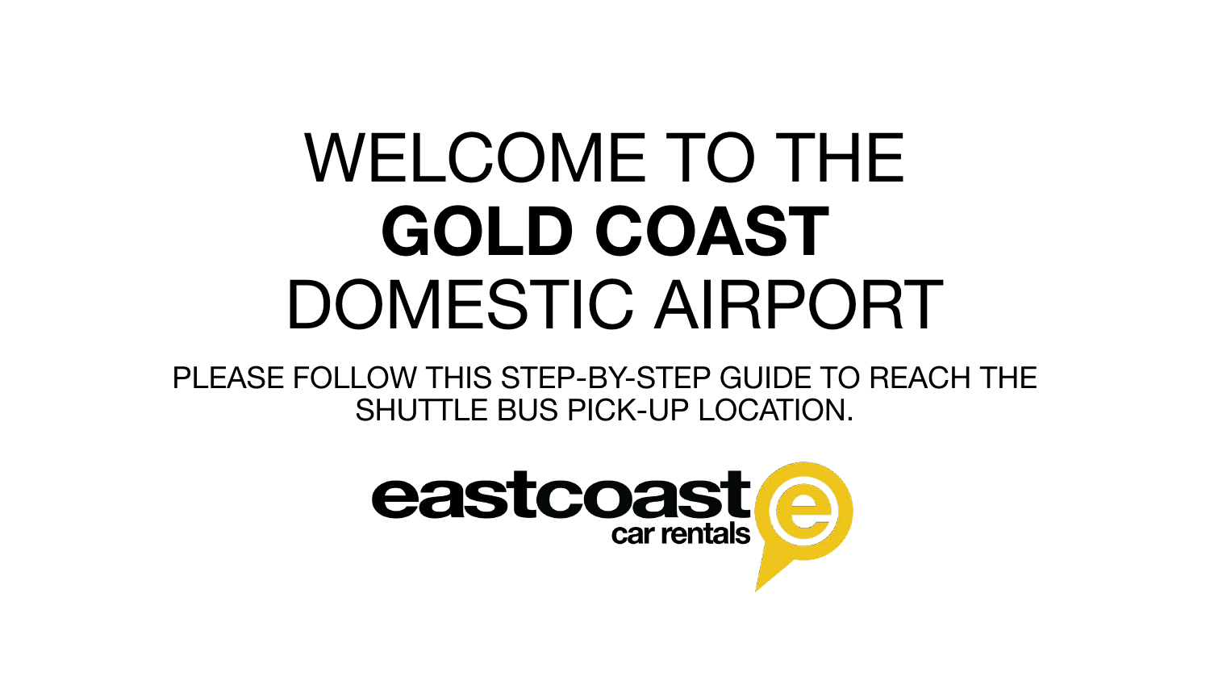# WELCOME TO THE **GOLD COAST** DOMESTIC AIRPORT

PLEASE FOLLOW THIS STEP-BY-STEP GUIDE TO REACH THE SHUTTLE BUS PICK-UP LOCATION.

eastcoast car rentals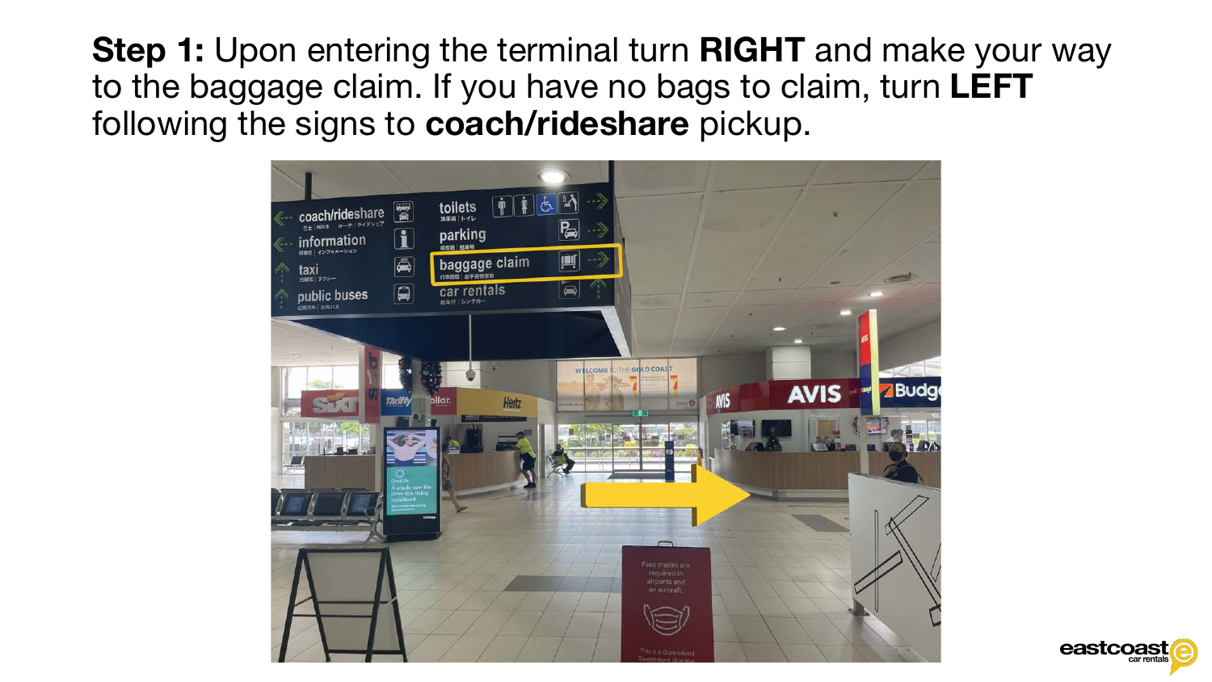**Step 1:** Upon entering the terminal turn **RIGHT** and make your way to the baggage claim. If you have no bags to claim, turn **LEFT** following the signs to **coach/rideshare** pickup.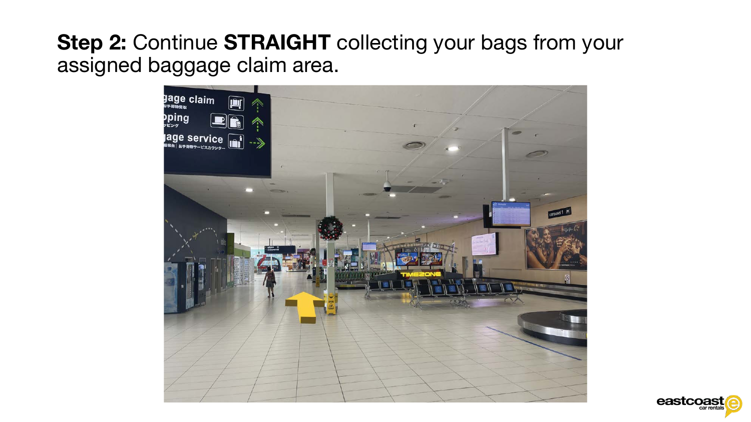**Step 2:** Continue **STRAIGHT** collecting your bags from your assigned baggage claim area.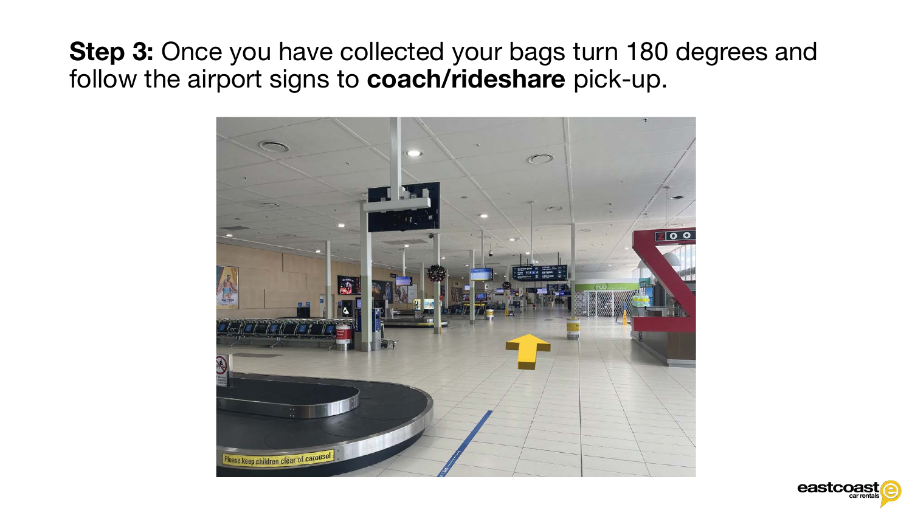**Step 3:** Once you have collected your bags turn 180 degrees and follow the airport signs to **coach/rideshare** pick-up.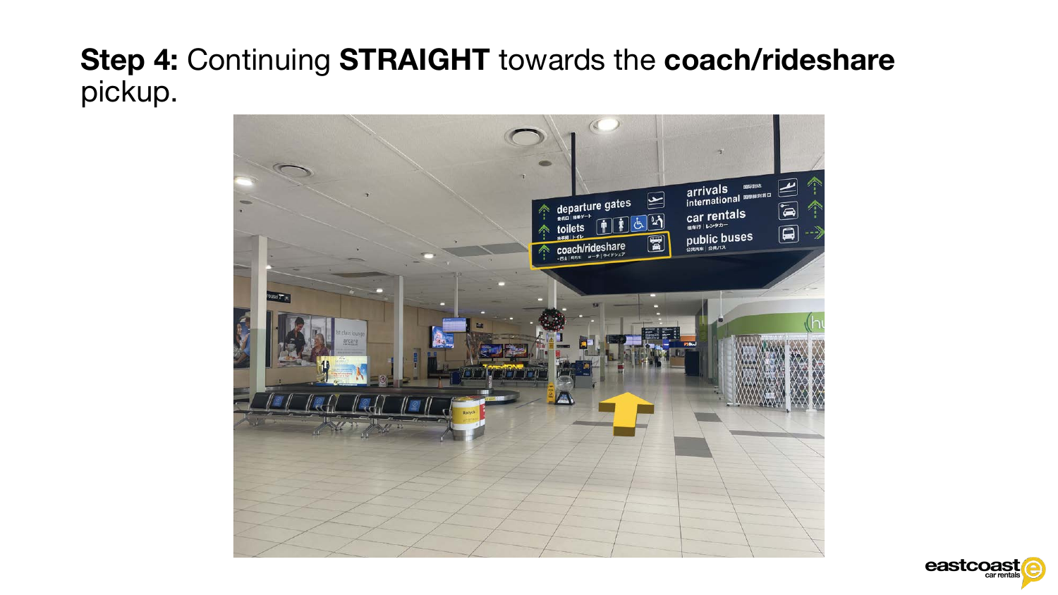**Step 4:** Continuing **STRAIGHT** towards the **coach/rideshare** pickup.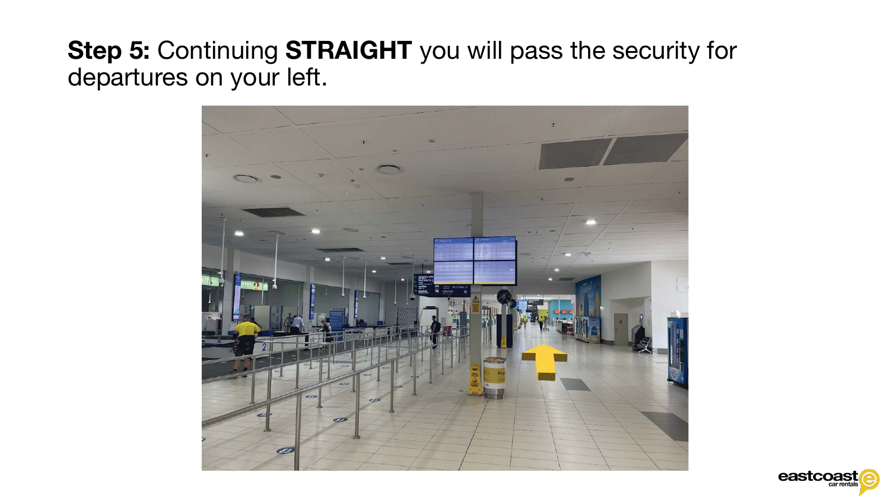**Step 5:** Continuing **STRAIGHT** you will pass the security for departures on your left.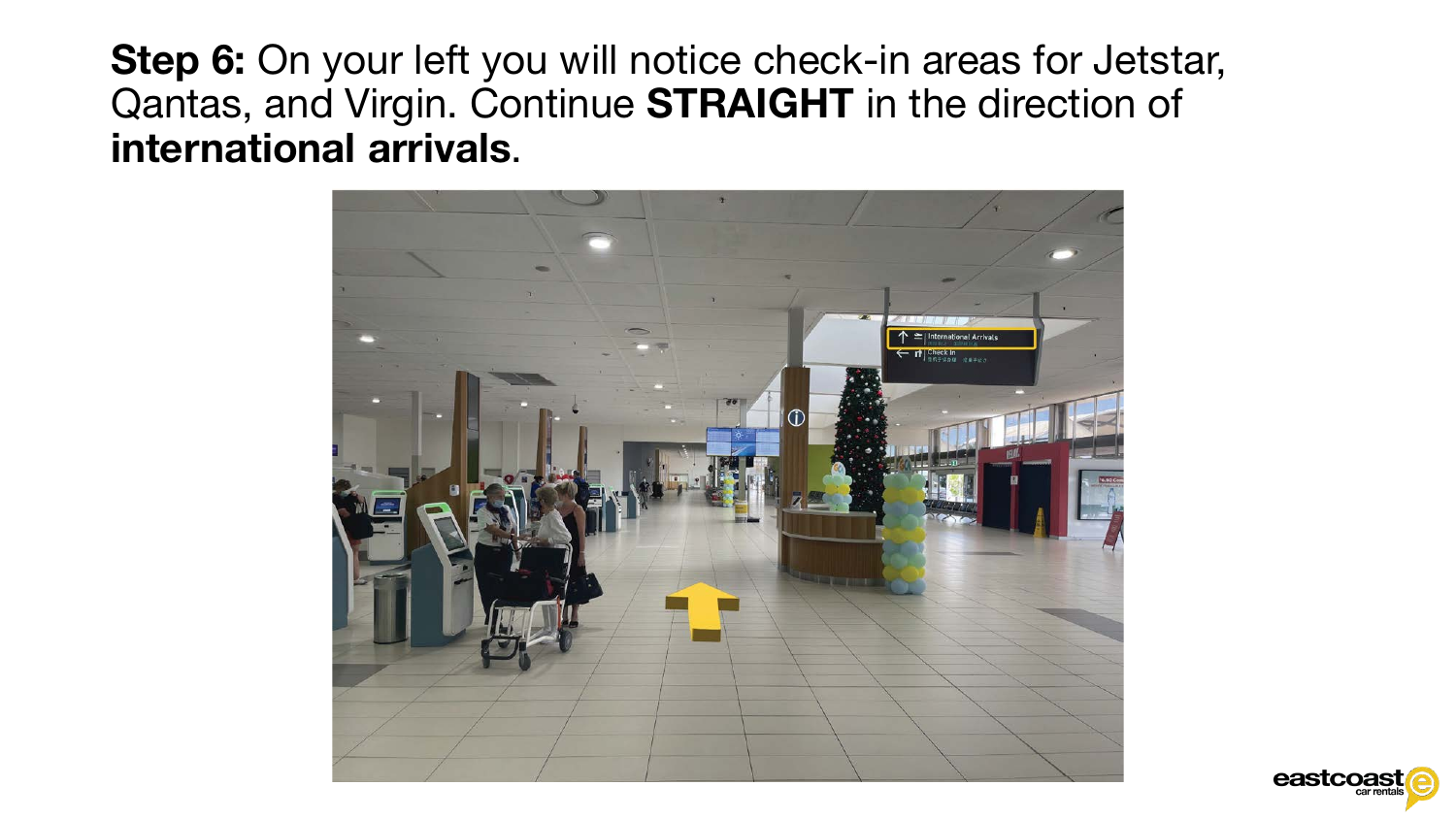**Step 6:** On your left you will notice check-in areas for Jetstar, Qantas, and Virgin. Continue **STRAIGHT** in the direction of **international arrivals**.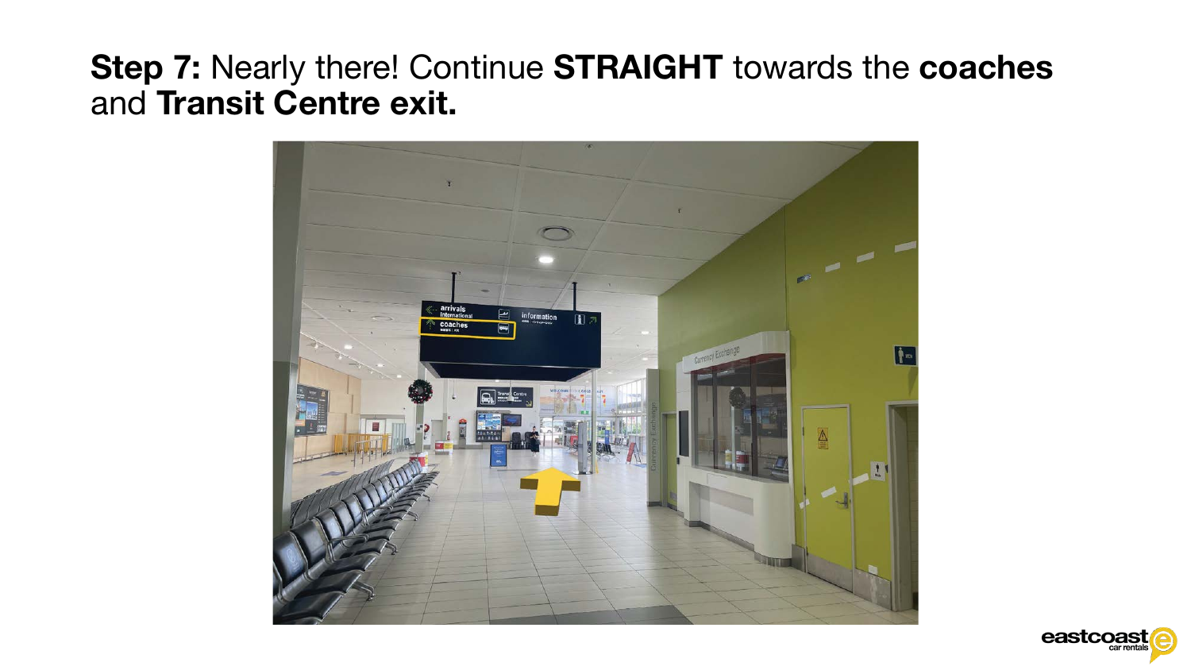**Step 7:** Nearly there! Continue **STRAIGHT** towards the **coaches** and **Transit Centre exit.**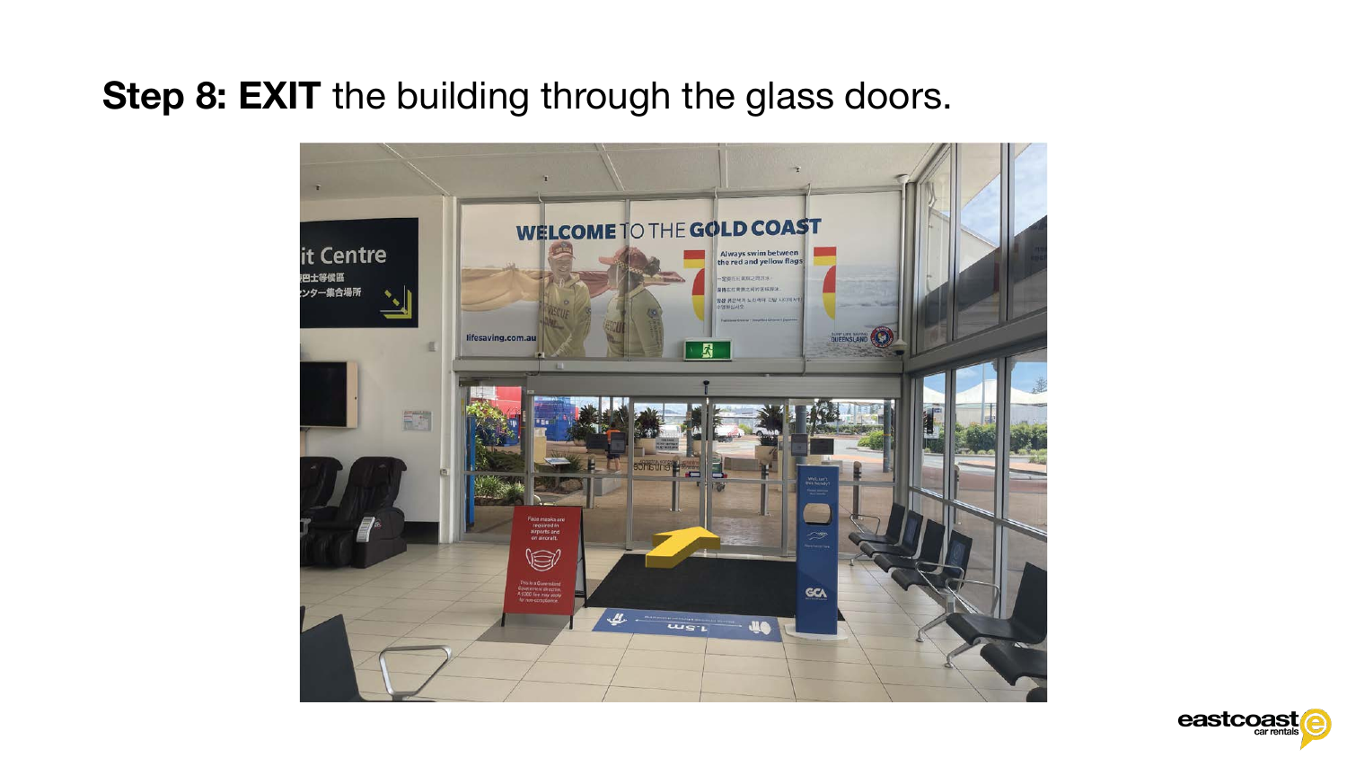**Step 8: EXIT** the building through the glass doors.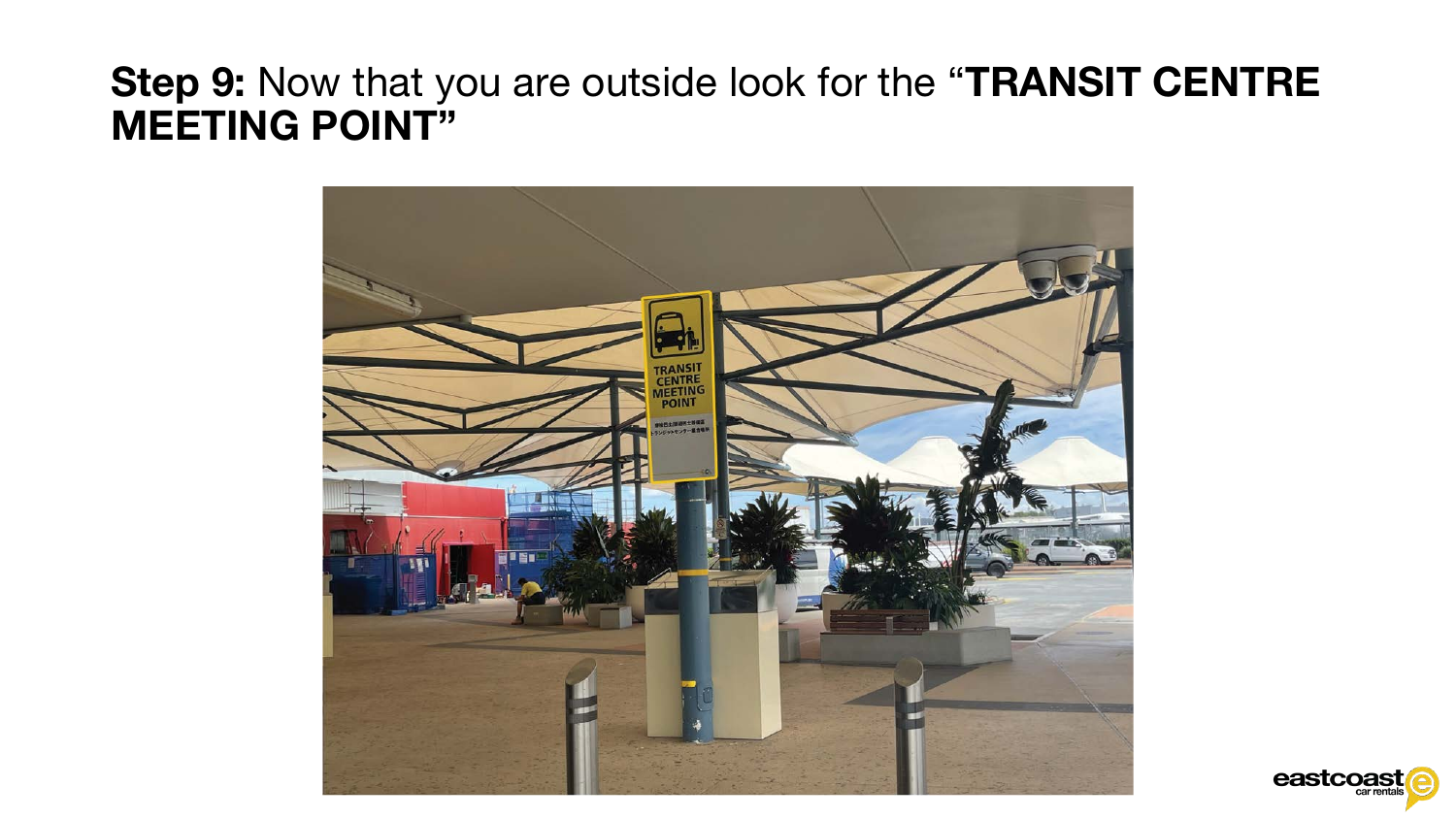**Step 9:** Now that you are outside look for the **"TRANSIT CENTRE MEETING POINT"**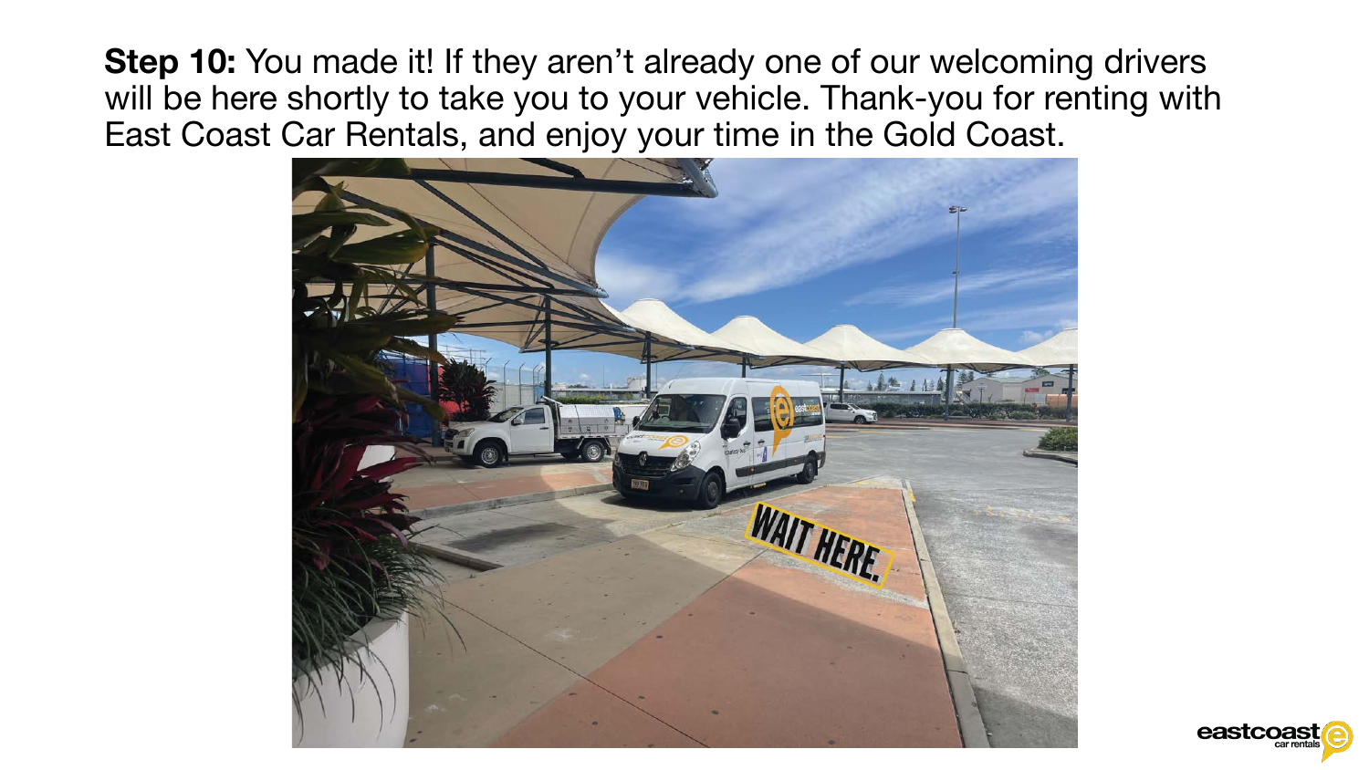**Step 10:** You made it! If they aren't already one of our welcoming drivers will be here shortly to take you to your vehicle. Thank-you for renting with East Coast Car Rentals, and enjoy your time in the Gold Coast.